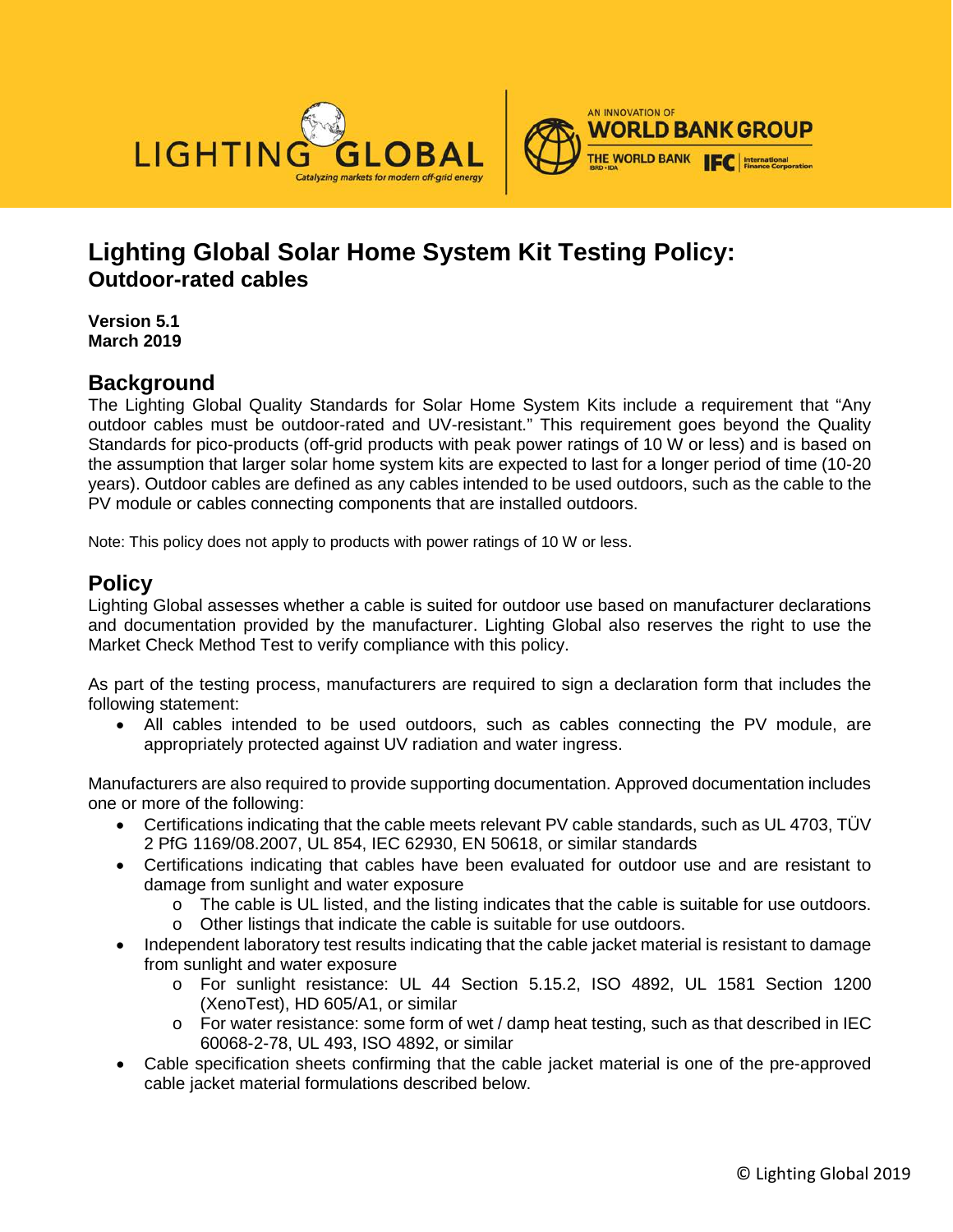# Lighting Global Solar Home System Kit Testing Policy:
## Outdoor-rated cables

**Version 5.1**
**March 2019**

## Background

The Lighting Global Quality Standards for Solar Home System Kits include a requirement that "Any outdoor cables must be outdoor-rated and UV-resistant." This requirement goes beyond the Quality Standards for pico-products (off-grid products with peak power ratings of 10 W or less) and is based on the assumption that larger solar home system kits are expected to last for a longer period of time (10-20 years). Outdoor cables are defined as any cables intended to be used outdoors, such as the cable to the PV module or cables connecting components that are installed outdoors.

Note: This policy does not apply to products with power ratings of 10 W or less.

## Policy

Lighting Global assesses whether a cable is suited for outdoor use based on manufacturer declarations and documentation provided by the manufacturer. Lighting Global also reserves the right to use the Market Check Method Test to verify compliance with this policy.

As part of the testing process, manufacturers are required to sign a declaration form that includes the following statement:

- All cables intended to be used outdoors, such as cables connecting the PV module, are appropriately protected against UV radiation and water ingress.

Manufacturers are also required to provide supporting documentation. Approved documentation includes one or more of the following:

- Certifications indicating that the cable meets relevant PV cable standards, such as UL 4703, TÜV 2 PfG 1169/08.2007, UL 854, IEC 62930, EN 50618, or similar standards
- Certifications indicating that cables have been evaluated for outdoor use and are resistant to damage from sunlight and water exposure
  - The cable is UL listed, and the listing indicates that the cable is suitable for use outdoors.
  - Other listings that indicate the cable is suitable for use outdoors.
- Independent laboratory test results indicating that the cable jacket material is resistant to damage from sunlight and water exposure
  - For sunlight resistance: UL 44 Section 5.15.2, ISO 4892, UL 1581 Section 1200 (XenoTest), HD 605/A1, or similar
  - For water resistance: some form of wet / damp heat testing, such as that described in IEC 60068-2-78, UL 493, ISO 4892, or similar
- Cable specification sheets confirming that the cable jacket material is one of the pre-approved cable jacket material formulations described below.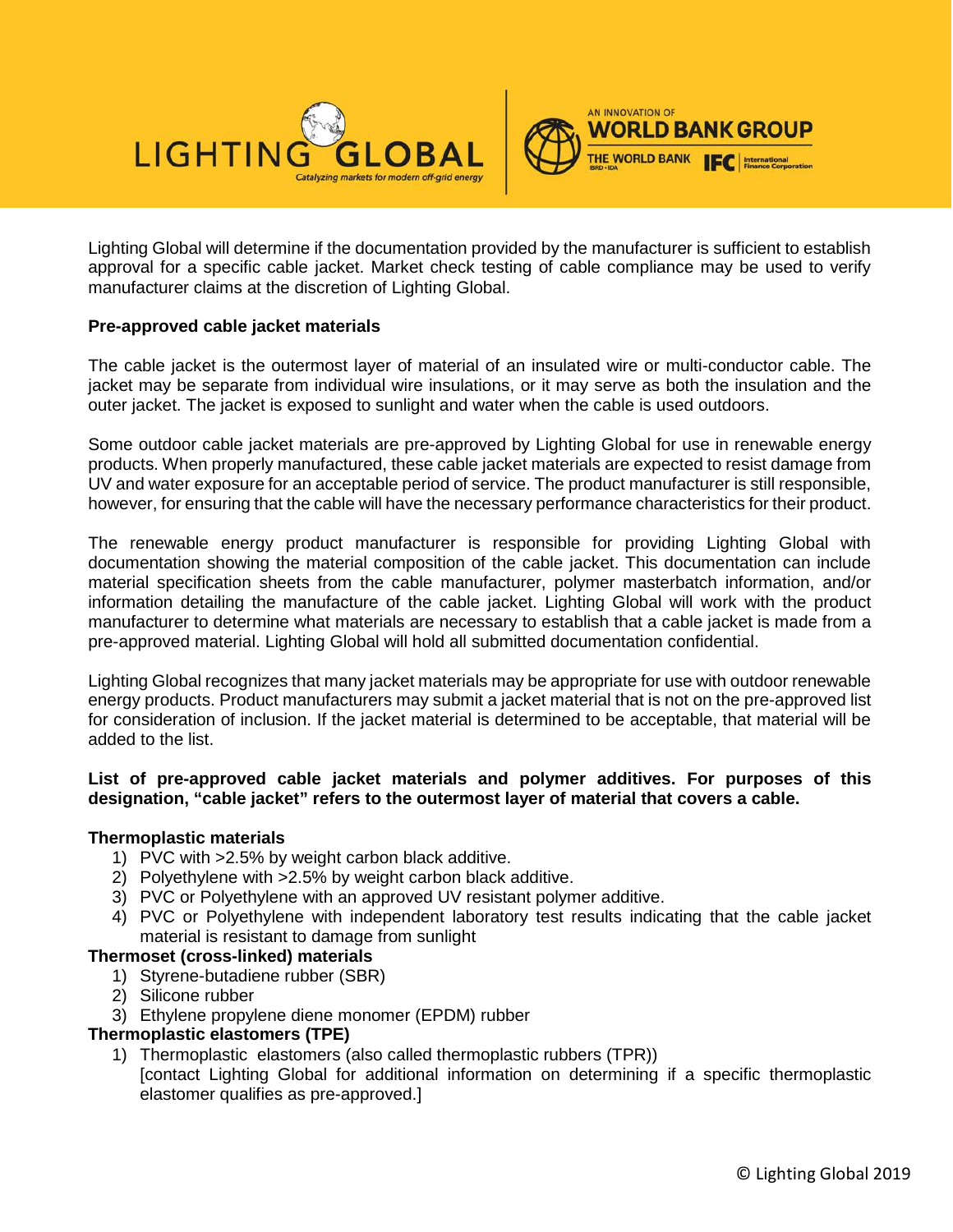Lighting Global will determine if the documentation provided by the manufacturer is sufficient to establish approval for a specific cable jacket. Market check testing of cable compliance may be used to verify manufacturer claims at the discretion of Lighting Global.

**Pre-approved cable jacket materials**

The cable jacket is the outermost layer of material of an insulated wire or multi-conductor cable. The jacket may be separate from individual wire insulations, or it may serve as both the insulation and the outer jacket. The jacket is exposed to sunlight and water when the cable is used outdoors.

Some outdoor cable jacket materials are pre-approved by Lighting Global for use in renewable energy products. When properly manufactured, these cable jacket materials are expected to resist damage from UV and water exposure for an acceptable period of service. The product manufacturer is still responsible, however, for ensuring that the cable will have the necessary performance characteristics for their product.

The renewable energy product manufacturer is responsible for providing Lighting Global with documentation showing the material composition of the cable jacket. This documentation can include material specification sheets from the cable manufacturer, polymer masterbatch information, and/or information detailing the manufacture of the cable jacket. Lighting Global will work with the product manufacturer to determine what materials are necessary to establish that a cable jacket is made from a pre-approved material. Lighting Global will hold all submitted documentation confidential.

Lighting Global recognizes that many jacket materials may be appropriate for use with outdoor renewable energy products. Product manufacturers may submit a jacket material that is not on the pre-approved list for consideration of inclusion. If the jacket material is determined to be acceptable, that material will be added to the list.

**List of pre-approved cable jacket materials and polymer additives. For purposes of this designation, "cable jacket" refers to the outermost layer of material that covers a cable.**

**Thermoplastic materials**

1) PVC with >2.5% by weight carbon black additive.
2) Polyethylene with >2.5% by weight carbon black additive.
3) PVC or Polyethylene with an approved UV resistant polymer additive.
4) PVC or Polyethylene with independent laboratory test results indicating that the cable jacket material is resistant to damage from sunlight

**Thermoset (cross-linked) materials**

1) Styrene-butadiene rubber (SBR)
2) Silicone rubber
3) Ethylene propylene diene monomer (EPDM) rubber

**Thermoplastic elastomers (TPE)**

1) Thermoplastic elastomers (also called thermoplastic rubbers (TPR))
   [contact Lighting Global for additional information on determining if a specific thermoplastic elastomer qualifies as pre-approved.]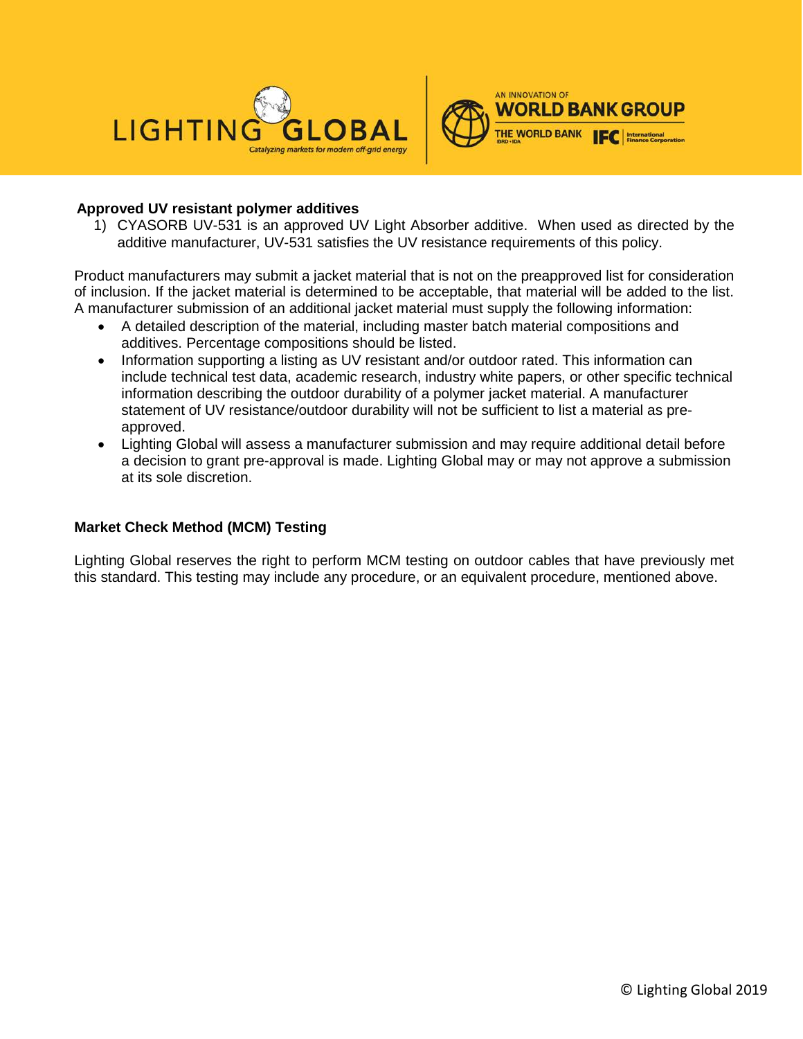**Approved UV resistant polymer additives**

1) CYASORB UV-531 is an approved UV Light Absorber additive. When used as directed by the additive manufacturer, UV-531 satisfies the UV resistance requirements of this policy.

Product manufacturers may submit a jacket material that is not on the preapproved list for consideration of inclusion. If the jacket material is determined to be acceptable, that material will be added to the list. A manufacturer submission of an additional jacket material must supply the following information:

- A detailed description of the material, including master batch material compositions and additives. Percentage compositions should be listed.
- Information supporting a listing as UV resistant and/or outdoor rated. This information can include technical test data, academic research, industry white papers, or other specific technical information describing the outdoor durability of a polymer jacket material. A manufacturer statement of UV resistance/outdoor durability will not be sufficient to list a material as pre-approved.
- Lighting Global will assess a manufacturer submission and may require additional detail before a decision to grant pre-approval is made. Lighting Global may or may not approve a submission at its sole discretion.

**Market Check Method (MCM) Testing**

Lighting Global reserves the right to perform MCM testing on outdoor cables that have previously met this standard. This testing may include any procedure, or an equivalent procedure, mentioned above.